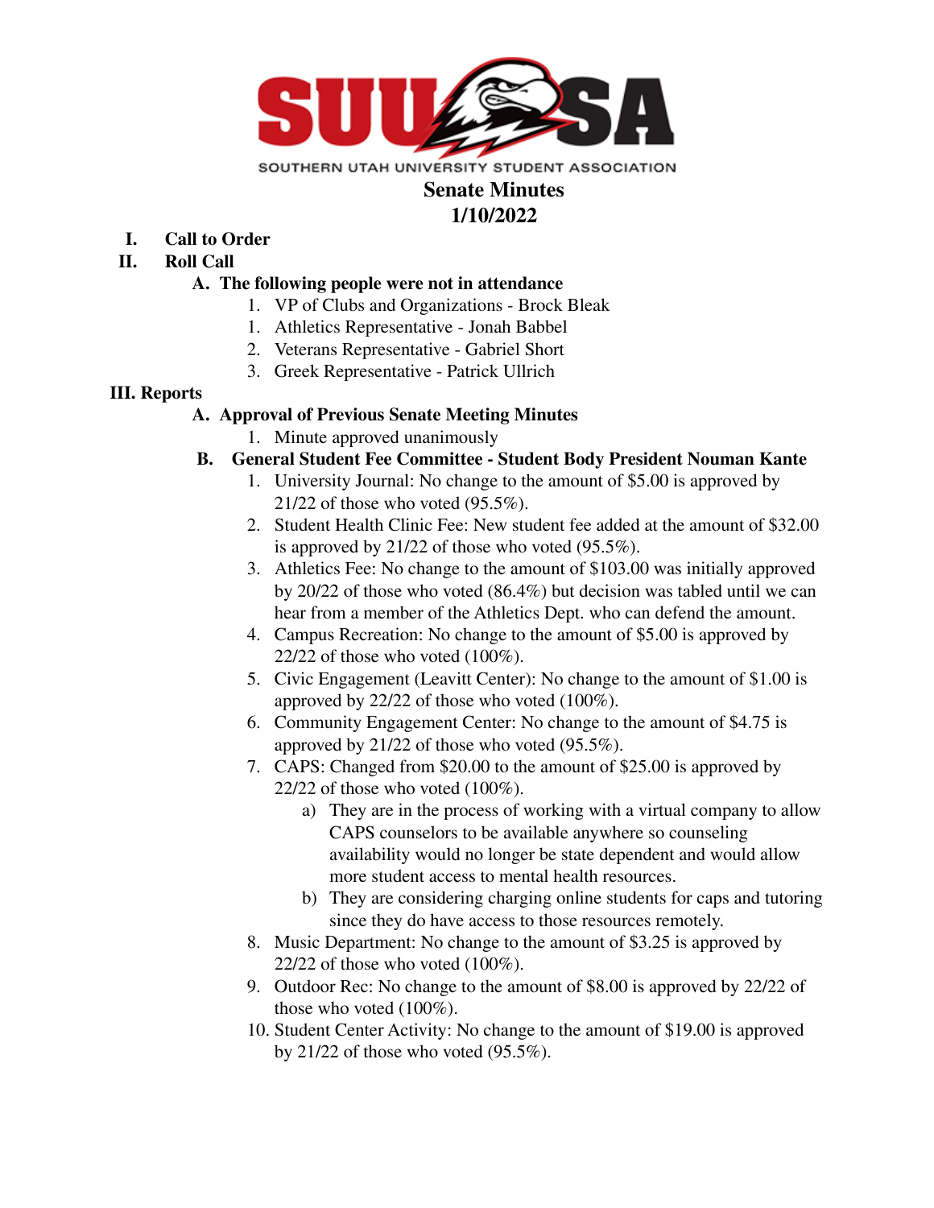SOUTHERN UTAH UNIVERSITY STUDENT ASSOCIATION

# Senate Minutes
## 1/10/2022

**I. Call to Order**

**II. Roll Call**

**A. The following people were not in attendance**

1. VP of Clubs and Organizations - Brock Bleak
1. Athletics Representative - Jonah Babbel
2. Veterans Representative - Gabriel Short
3. Greek Representative - Patrick Ullrich

**III. Reports**

**A. Approval of Previous Senate Meeting Minutes**

1. Minute approved unanimously

**B. General Student Fee Committee - Student Body President Nouman Kante**

1. University Journal: No change to the amount of $5.00 is approved by 21/22 of those who voted (95.5%).
2. Student Health Clinic Fee: New student fee added at the amount of $32.00 is approved by 21/22 of those who voted (95.5%).
3. Athletics Fee: No change to the amount of $103.00 was initially approved by 20/22 of those who voted (86.4%) but decision was tabled until we can hear from a member of the Athletics Dept. who can defend the amount.
4. Campus Recreation: No change to the amount of $5.00 is approved by 22/22 of those who voted (100%).
5. Civic Engagement (Leavitt Center): No change to the amount of $1.00 is approved by 22/22 of those who voted (100%).
6. Community Engagement Center: No change to the amount of $4.75 is approved by 21/22 of those who voted (95.5%).
7. CAPS: Changed from $20.00 to the amount of $25.00 is approved by 22/22 of those who voted (100%).
    a) They are in the process of working with a virtual company to allow CAPS counselors to be available anywhere so counseling availability would no longer be state dependent and would allow more student access to mental health resources.
    b) They are considering charging online students for caps and tutoring since they do have access to those resources remotely.
8. Music Department: No change to the amount of $3.25 is approved by 22/22 of those who voted (100%).
9. Outdoor Rec: No change to the amount of $8.00 is approved by 22/22 of those who voted (100%).
10. Student Center Activity: No change to the amount of $19.00 is approved by 21/22 of those who voted (95.5%).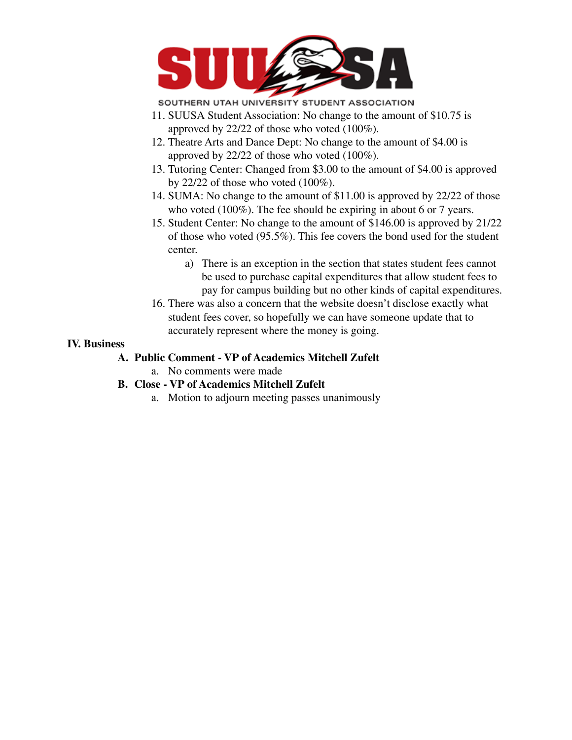11. SUUSA Student Association: No change to the amount of $10.75 is approved by 22/22 of those who voted (100%).
12. Theatre Arts and Dance Dept: No change to the amount of $4.00 is approved by 22/22 of those who voted (100%).
13. Tutoring Center: Changed from $3.00 to the amount of $4.00 is approved by 22/22 of those who voted (100%).
14. SUMA: No change to the amount of $11.00 is approved by 22/22 of those who voted (100%). The fee should be expiring in about 6 or 7 years.
15. Student Center: No change to the amount of $146.00 is approved by 21/22 of those who voted (95.5%). This fee covers the bond used for the student center.
    a) There is an exception in the section that states student fees cannot be used to purchase capital expenditures that allow student fees to pay for campus building but no other kinds of capital expenditures.
16. There was also a concern that the website doesn't disclose exactly what student fees cover, so hopefully we can have someone update that to accurately represent where the money is going.

**IV. Business**

**A. Public Comment - VP of Academics Mitchell Zufelt**

a. No comments were made

**B. Close - VP of Academics Mitchell Zufelt**

a. Motion to adjourn meeting passes unanimously